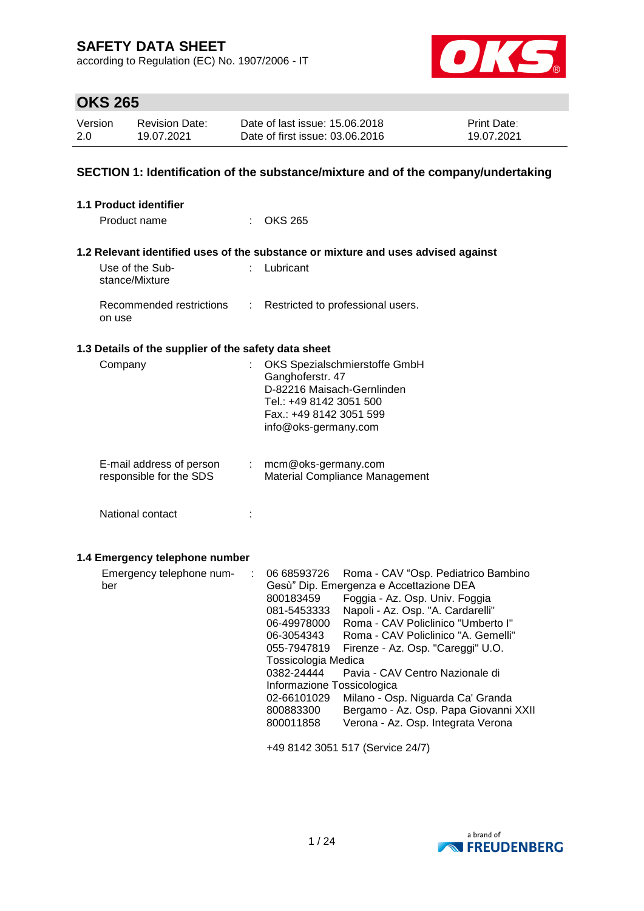# SAFETY DATA SHEET

according to Regulation (EC) No. 1907/2006 - IT

## OKS 265

| Version | Revision Date: | Date of last issue: 15.06.2018 | Print Date: |
|---|---|---|---|
| 2.0 | 19.07.2021 | Date of first issue: 03.06.2016 | 19.07.2021 |

## SECTION 1: Identification of the substance/mixture and of the company/undertaking

### 1.1 Product identifier

Product name : OKS 265

### 1.2 Relevant identified uses of the substance or mixture and uses advised against

Use of the Substance/Mixture : Lubricant

Recommended restrictions on use : Restricted to professional users.

### 1.3 Details of the supplier of the safety data sheet

Company : OKS Spezialschmierstoffe GmbH
Ganghoferstr. 47
D-82216 Maisach-Gernlinden
Tel.: +49 8142 3051 500
Fax.: +49 8142 3051 599
info@oks-germany.com

E-mail address of person responsible for the SDS : mcm@oks-germany.com
Material Compliance Management

National contact :

### 1.4 Emergency telephone number

Emergency telephone number :

06 68593726 Roma - CAV "Osp. Pediatrico Bambino Gesù" Dip. Emergenza e Accettazione DEA
800183459 Foggia - Az. Osp. Univ. Foggia
081-5453333 Napoli - Az. Osp. "A. Cardarelli"
06-49978000 Roma - CAV Policlinico "Umberto I"
06-3054343 Roma - CAV Policlinico "A. Gemelli"
055-7947819 Firenze - Az. Osp. "Careggi" U.O. Tossicologia Medica
0382-24444 Pavia - CAV Centro Nazionale di Informazione Tossicologica
02-66101029 Milano - Osp. Niguarda Ca' Granda
800883300 Bergamo - Az. Osp. Papa Giovanni XXII
800011858 Verona - Az. Osp. Integrata Verona

+49 8142 3051 517 (Service 24/7)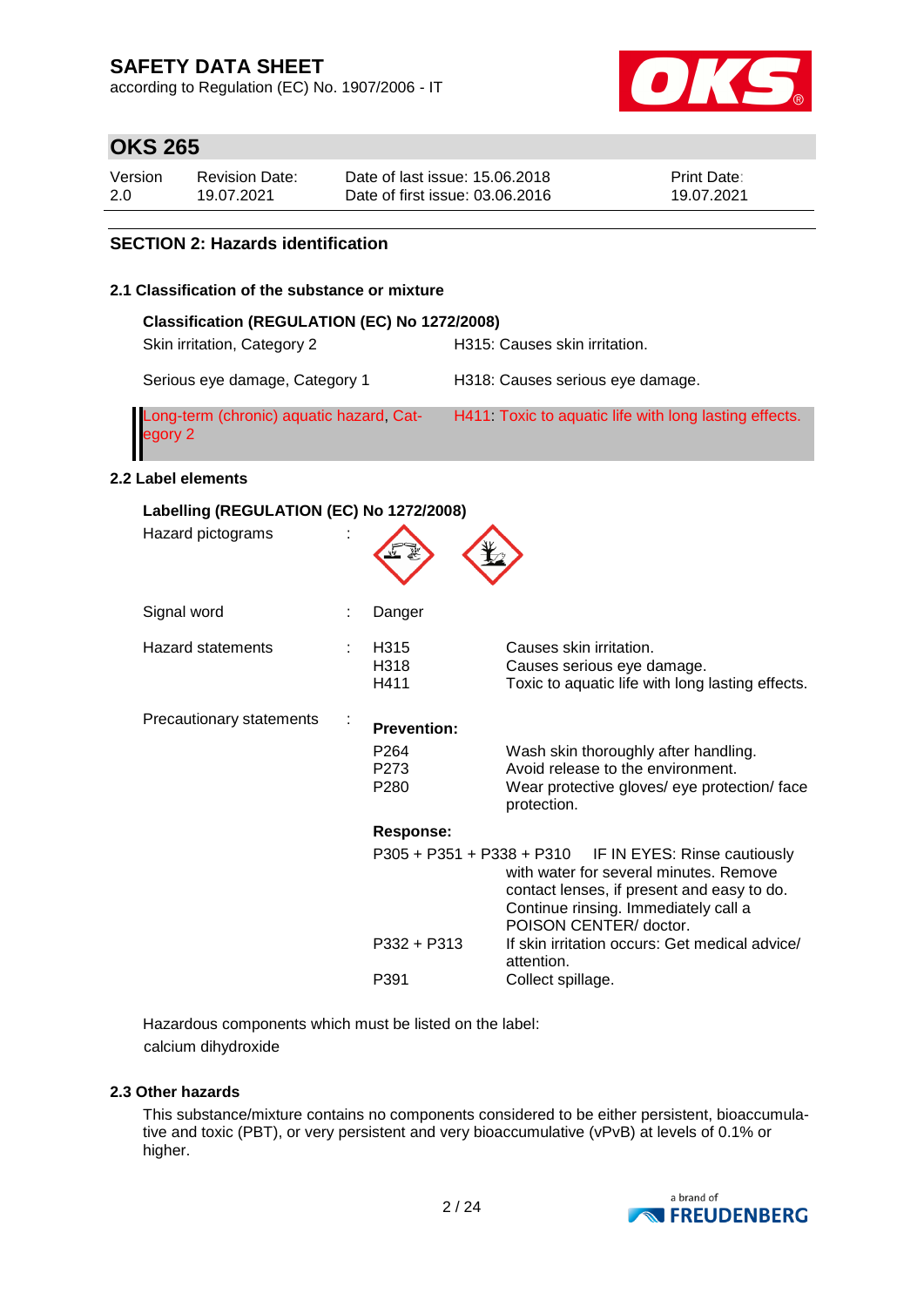# SAFETY DATA SHEET

according to Regulation (EC) No. 1907/2006 - IT

## OKS 265

| Version | Revision Date: | Date of last issue: 15.06.2018 | Print Date: |
|---|---|---|---|
| 2.0 | 19.07.2021 | Date of first issue: 03.06.2016 | 19.07.2021 |

## SECTION 2: Hazards identification

### 2.1 Classification of the substance or mixture

**Classification (REGULATION (EC) No 1272/2008)**

| | |
|---|---|
| Skin irritation, Category 2 | H315: Causes skin irritation. |
| Serious eye damage, Category 1 | H318: Causes serious eye damage. |
| Long-term (chronic) aquatic hazard, Category 2 | H411: Toxic to aquatic life with long lasting effects. |

### 2.2 Label elements

**Labelling (REGULATION (EC) No 1272/2008)**

Hazard pictograms :

Signal word : Danger

Hazard statements :

| | |
|---|---|
| H315 | Causes skin irritation. |
| H318 | Causes serious eye damage. |
| H411 | Toxic to aquatic life with long lasting effects. |

Precautionary statements :

**Prevention:**

| | |
|---|---|
| P264 | Wash skin thoroughly after handling. |
| P273 | Avoid release to the environment. |
| P280 | Wear protective gloves/ eye protection/ face protection. |

**Response:**

| | |
|---|---|
| P305 + P351 + P338 + P310 | IF IN EYES: Rinse cautiously with water for several minutes. Remove contact lenses, if present and easy to do. Continue rinsing. Immediately call a POISON CENTER/ doctor. |
| P332 + P313 | If skin irritation occurs: Get medical advice/ attention. |
| P391 | Collect spillage. |

Hazardous components which must be listed on the label:
calcium dihydroxide

### 2.3 Other hazards

This substance/mixture contains no components considered to be either persistent, bioaccumulative and toxic (PBT), or very persistent and very bioaccumulative (vPvB) at levels of 0.1% or higher.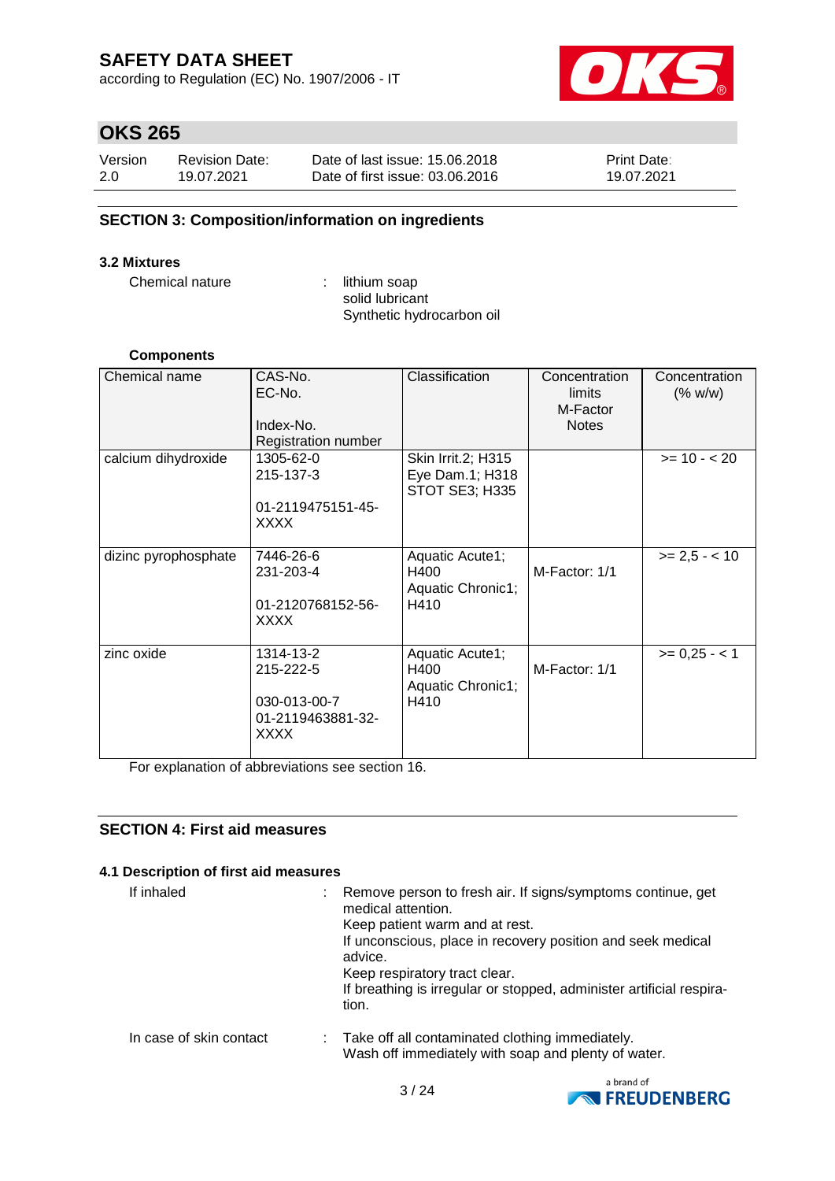## SECTION 3: Composition/information on ingredients

### 3.2 Mixtures

Chemical nature : lithium soap
solid lubricant
Synthetic hydrocarbon oil

**Components**

| Chemical name | CAS-No.<br>EC-No.<br><br>Index-No.<br>Registration number | Classification | Concentration limits<br>M-Factor<br>Notes | Concentration (% w/w) |
|---|---|---|---|---|
| calcium dihydroxide | 1305-62-0<br>215-137-3<br><br>01-2119475151-45-XXXX | Skin Irrit.2; H315<br>Eye Dam.1; H318<br>STOT SE3; H335 | | >= 10 - < 20 |
| dizinc pyrophosphate | 7446-26-6<br>231-203-4<br><br>01-2120768152-56-XXXX | Aquatic Acute1; H400<br>Aquatic Chronic1; H410 | M-Factor: 1/1 | >= 2,5 - < 10 |
| zinc oxide | 1314-13-2<br>215-222-5<br><br>030-013-00-7<br>01-2119463881-32-XXXX | Aquatic Acute1; H400<br>Aquatic Chronic1; H410 | M-Factor: 1/1 | >= 0,25 - < 1 |

For explanation of abbreviations see section 16.

## SECTION 4: First aid measures

### 4.1 Description of first aid measures

If inhaled : Remove person to fresh air. If signs/symptoms continue, get medical attention.
Keep patient warm and at rest.
If unconscious, place in recovery position and seek medical advice.
Keep respiratory tract clear.
If breathing is irregular or stopped, administer artificial respiration.

In case of skin contact : Take off all contaminated clothing immediately.
Wash off immediately with soap and plenty of water.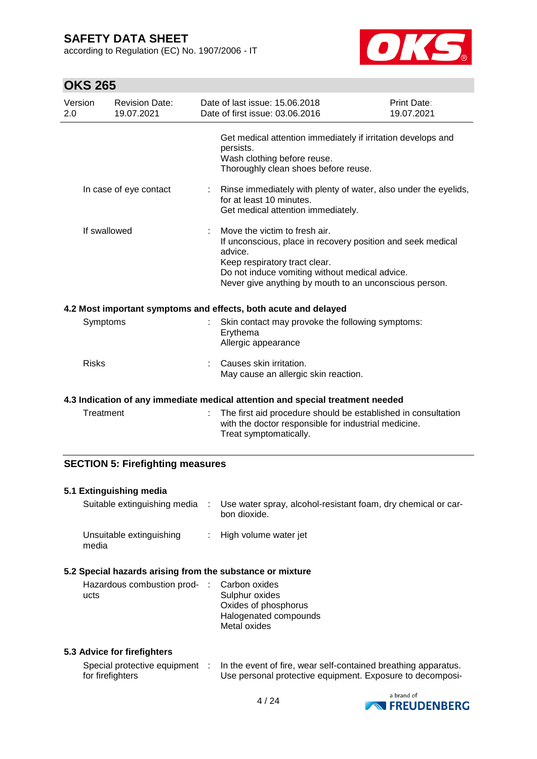| | | |
|---|---|---|
| | | Get medical attention immediately if irritation develops and persists.<br>Wash clothing before reuse.<br>Thoroughly clean shoes before reuse. |
| In case of eye contact | : | Rinse immediately with plenty of water, also under the eyelids, for at least 10 minutes.<br>Get medical attention immediately. |
| If swallowed | : | Move the victim to fresh air.<br>If unconscious, place in recovery position and seek medical advice.<br>Keep respiratory tract clear.<br>Do not induce vomiting without medical advice.<br>Never give anything by mouth to an unconscious person. |

### 4.2 Most important symptoms and effects, both acute and delayed

| | | |
|---|---|---|
| Symptoms | : | Skin contact may provoke the following symptoms:<br>Erythema<br>Allergic appearance |
| Risks | : | Causes skin irritation.<br>May cause an allergic skin reaction. |

### 4.3 Indication of any immediate medical attention and special treatment needed

| | | |
|---|---|---|
| Treatment | : | The first aid procedure should be established in consultation with the doctor responsible for industrial medicine.<br>Treat symptomatically. |

## SECTION 5: Firefighting measures

### 5.1 Extinguishing media

| | | |
|---|---|---|
| Suitable extinguishing media | : | Use water spray, alcohol-resistant foam, dry chemical or carbon dioxide. |
| Unsuitable extinguishing media | : | High volume water jet |

### 5.2 Special hazards arising from the substance or mixture

| | | |
|---|---|---|
| Hazardous combustion products | : | Carbon oxides<br>Sulphur oxides<br>Oxides of phosphorus<br>Halogenated compounds<br>Metal oxides |

### 5.3 Advice for firefighters

| | | |
|---|---|---|
| Special protective equipment for firefighters | : | In the event of fire, wear self-contained breathing apparatus.<br>Use personal protective equipment. Exposure to decomposi- |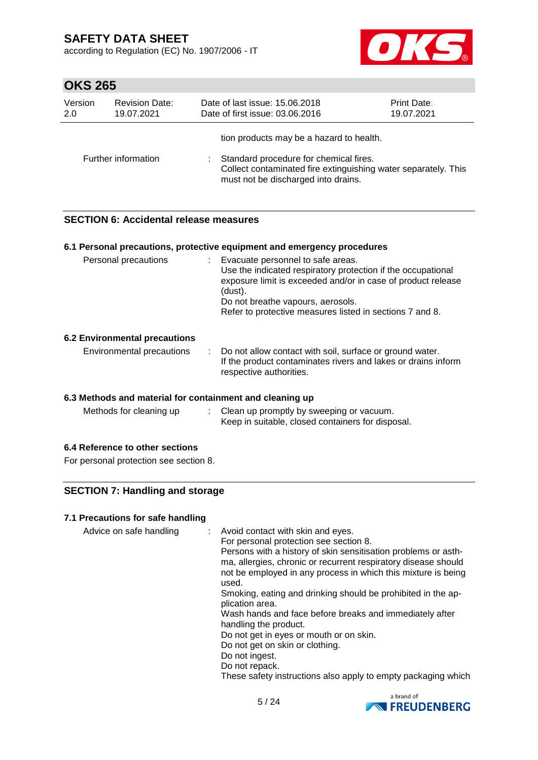| | | |
|---|---|---|
| | | tion products may be a hazard to health. |
| Further information | : | Standard procedure for chemical fires.<br>Collect contaminated fire extinguishing water separately. This must not be discharged into drains. |

## SECTION 6: Accidental release measures

### 6.1 Personal precautions, protective equipment and emergency procedures

| | | |
|---|---|---|
| Personal precautions | : | Evacuate personnel to safe areas.<br>Use the indicated respiratory protection if the occupational exposure limit is exceeded and/or in case of product release (dust).<br>Do not breathe vapours, aerosols.<br>Refer to protective measures listed in sections 7 and 8. |

### 6.2 Environmental precautions

| | | |
|---|---|---|
| Environmental precautions | : | Do not allow contact with soil, surface or ground water.<br>If the product contaminates rivers and lakes or drains inform respective authorities. |

### 6.3 Methods and material for containment and cleaning up

| | | |
|---|---|---|
| Methods for cleaning up | : | Clean up promptly by sweeping or vacuum.<br>Keep in suitable, closed containers for disposal. |

### 6.4 Reference to other sections

For personal protection see section 8.

## SECTION 7: Handling and storage

### 7.1 Precautions for safe handling

| | | |
|---|---|---|
| Advice on safe handling | : | Avoid contact with skin and eyes.<br>For personal protection see section 8.<br>Persons with a history of skin sensitisation problems or asthma, allergies, chronic or recurrent respiratory disease should not be employed in any process in which this mixture is being used.<br>Smoking, eating and drinking should be prohibited in the application area.<br>Wash hands and face before breaks and immediately after handling the product.<br>Do not get in eyes or mouth or on skin.<br>Do not get on skin or clothing.<br>Do not ingest.<br>Do not repack.<br>These safety instructions also apply to empty packaging which |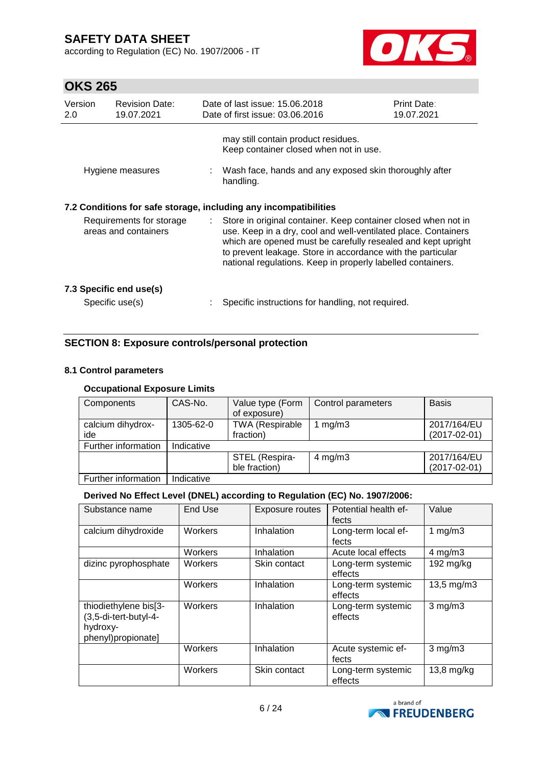| | | may still contain product residues. Keep container closed when not in use. |
|---|---|---|
| Hygiene measures | : | Wash face, hands and any exposed skin thoroughly after handling. |

### 7.2 Conditions for safe storage, including any incompatibilities

| | | |
|---|---|---|
| Requirements for storage areas and containers | : | Store in original container. Keep container closed when not in use. Keep in a dry, cool and well-ventilated place. Containers which are opened must be carefully resealed and kept upright to prevent leakage. Store in accordance with the particular national regulations. Keep in properly labelled containers. |

### 7.3 Specific end use(s)

| | | |
|---|---|---|
| Specific use(s) | : | Specific instructions for handling, not required. |

## SECTION 8: Exposure controls/personal protection

### 8.1 Control parameters

**Occupational Exposure Limits**

| Components | CAS-No. | Value type (Form of exposure) | Control parameters | Basis |
|---|---|---|---|---|
| calcium dihydroxide | 1305-62-0 | TWA (Respirable fraction) | 1 mg/m3 | 2017/164/EU (2017-02-01) |
| Further information | Indicative | | | |
| | | STEL (Respirable fraction) | 4 mg/m3 | 2017/164/EU (2017-02-01) |
| Further information | Indicative | | | |

**Derived No Effect Level (DNEL) according to Regulation (EC) No. 1907/2006:**

| Substance name | End Use | Exposure routes | Potential health effects | Value |
|---|---|---|---|---|
| calcium dihydroxide | Workers | Inhalation | Long-term local effects | 1 mg/m3 |
| | Workers | Inhalation | Acute local effects | 4 mg/m3 |
| dizinc pyrophosphate | Workers | Skin contact | Long-term systemic effects | 192 mg/kg |
| | Workers | Inhalation | Long-term systemic effects | 13,5 mg/m3 |
| thiodiethylene bis[3-(3,5-di-tert-butyl-4-hydroxy-phenyl)propionate] | Workers | Inhalation | Long-term systemic effects | 3 mg/m3 |
| | Workers | Inhalation | Acute systemic effects | 3 mg/m3 |
| | Workers | Skin contact | Long-term systemic effects | 13,8 mg/kg |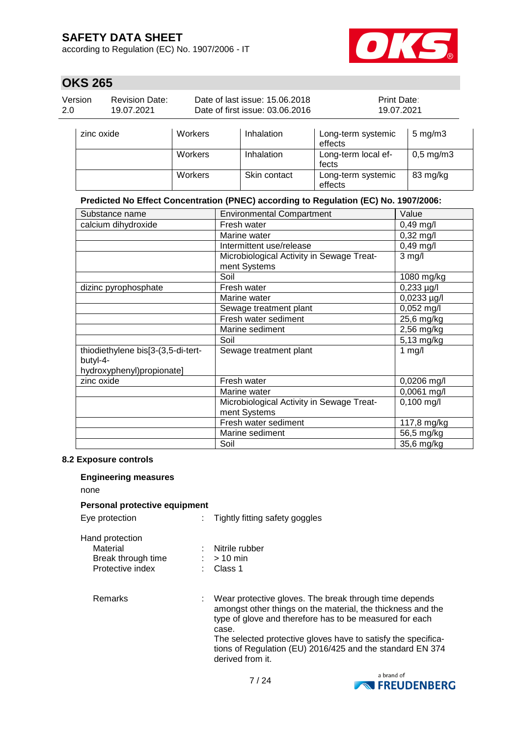| zinc oxide | Workers | Inhalation | Long-term systemic effects | 5 mg/m3 |
|---|---|---|---|---|
| | Workers | Inhalation | Long-term local effects | 0,5 mg/m3 |
| | Workers | Skin contact | Long-term systemic effects | 83 mg/kg |

**Predicted No Effect Concentration (PNEC) according to Regulation (EC) No. 1907/2006:**

| Substance name | Environmental Compartment | Value |
|---|---|---|
| calcium dihydroxide | Fresh water | 0,49 mg/l |
| | Marine water | 0,32 mg/l |
| | Intermittent use/release | 0,49 mg/l |
| | Microbiological Activity in Sewage Treatment Systems | 3 mg/l |
| | Soil | 1080 mg/kg |
| dizinc pyrophosphate | Fresh water | 0,233 µg/l |
| | Marine water | 0,0233 µg/l |
| | Sewage treatment plant | 0,052 mg/l |
| | Fresh water sediment | 25,6 mg/kg |
| | Marine sediment | 2,56 mg/kg |
| | Soil | 5,13 mg/kg |
| thiodiethylene bis[3-(3,5-di-tert-butyl-4-hydroxyphenyl)propionate] | Sewage treatment plant | 1 mg/l |
| zinc oxide | Fresh water | 0,0206 mg/l |
| | Marine water | 0,0061 mg/l |
| | Microbiological Activity in Sewage Treatment Systems | 0,100 mg/l |
| | Fresh water sediment | 117,8 mg/kg |
| | Marine sediment | 56,5 mg/kg |
| | Soil | 35,6 mg/kg |

### 8.2 Exposure controls

**Engineering measures**

none

**Personal protective equipment**

Eye protection : Tightly fitting safety goggles

Hand protection
- Material : Nitrile rubber
- Break through time : > 10 min
- Protective index : Class 1

Remarks : Wear protective gloves. The break through time depends amongst other things on the material, the thickness and the type of glove and therefore has to be measured for each case.
The selected protective gloves have to satisfy the specifications of Regulation (EU) 2016/425 and the standard EN 374 derived from it.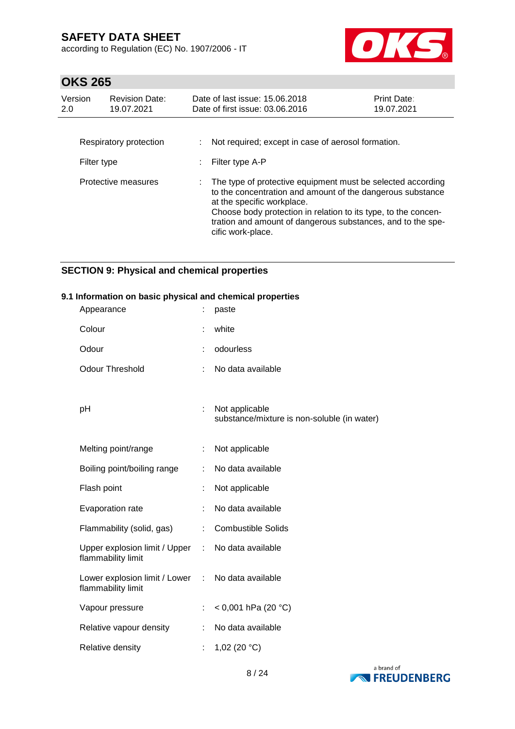| | | |
|---|---|---|
| Respiratory protection | : | Not required; except in case of aerosol formation. |
| Filter type | : | Filter type A-P |
| Protective measures | : | The type of protective equipment must be selected according to the concentration and amount of the dangerous substance at the specific workplace.<br>Choose body protection in relation to its type, to the concentration and amount of dangerous substances, and to the specific work-place. |

## SECTION 9: Physical and chemical properties

### 9.1 Information on basic physical and chemical properties

| | | |
|---|---|---|
| Appearance | : | paste |
| Colour | : | white |
| Odour | : | odourless |
| Odour Threshold | : | No data available |
| pH | : | Not applicable<br>substance/mixture is non-soluble (in water) |
| Melting point/range | : | Not applicable |
| Boiling point/boiling range | : | No data available |
| Flash point | : | Not applicable |
| Evaporation rate | : | No data available |
| Flammability (solid, gas) | : | Combustible Solids |
| Upper explosion limit / Upper flammability limit | : | No data available |
| Lower explosion limit / Lower flammability limit | : | No data available |
| Vapour pressure | : | < 0,001 hPa (20 °C) |
| Relative vapour density | : | No data available |
| Relative density | : | 1,02 (20 °C) |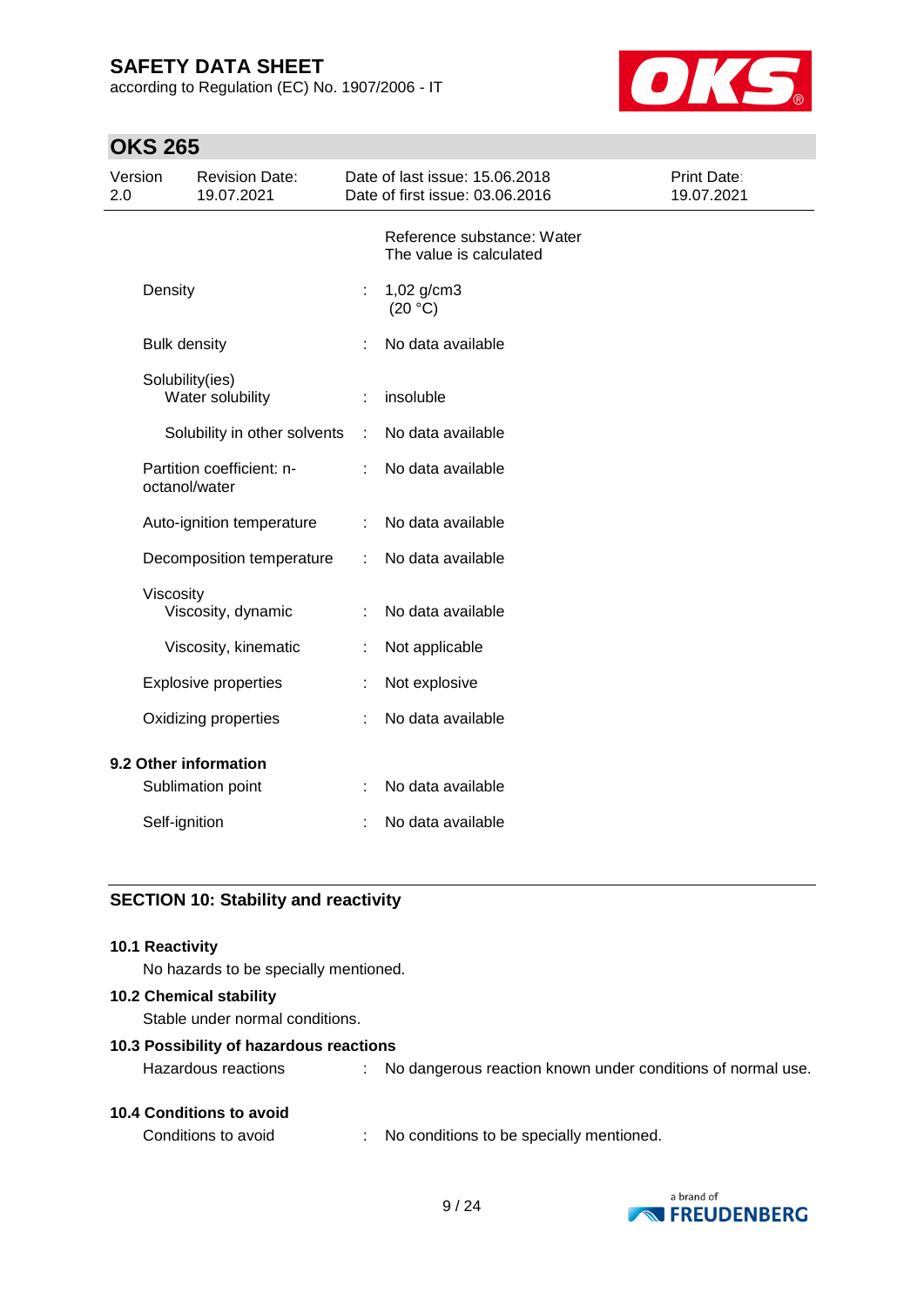| | | |
|---|---|---|
| | | Reference substance: Water<br>The value is calculated |
| Density | : | 1,02 g/cm3<br>(20 °C) |
| Bulk density | : | No data available |
| Solubility(ies)<br>Water solubility | : | insoluble |
| Solubility in other solvents | : | No data available |
| Partition coefficient: n-octanol/water | : | No data available |
| Auto-ignition temperature | : | No data available |
| Decomposition temperature | : | No data available |
| Viscosity<br>Viscosity, dynamic | : | No data available |
| Viscosity, kinematic | : | Not applicable |
| Explosive properties | : | Not explosive |
| Oxidizing properties | : | No data available |

**9.2 Other information**

| | | |
|---|---|---|
| Sublimation point | : | No data available |
| Self-ignition | : | No data available |

## SECTION 10: Stability and reactivity

**10.1 Reactivity**

No hazards to be specially mentioned.

**10.2 Chemical stability**

Stable under normal conditions.

**10.3 Possibility of hazardous reactions**

Hazardous reactions : No dangerous reaction known under conditions of normal use.

**10.4 Conditions to avoid**

Conditions to avoid : No conditions to be specially mentioned.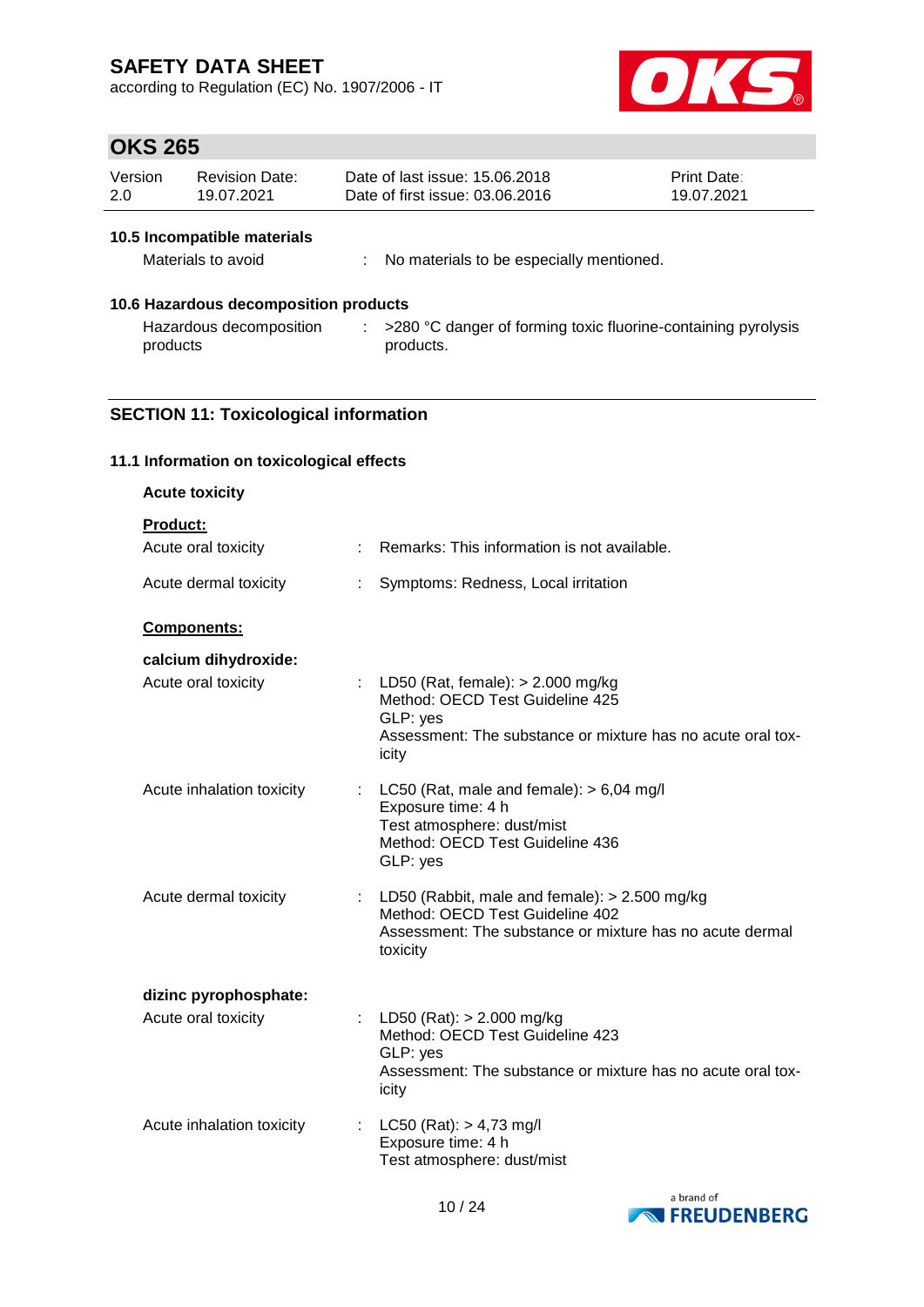### 10.5 Incompatible materials

Materials to avoid : No materials to be especially mentioned.

### 10.6 Hazardous decomposition products

Hazardous decomposition products : >280 °C danger of forming toxic fluorine-containing pyrolysis products.

## SECTION 11: Toxicological information

### 11.1 Information on toxicological effects

**Acute toxicity**

**Product:**

Acute oral toxicity : Remarks: This information is not available.

Acute dermal toxicity : Symptoms: Redness, Local irritation

**Components:**

**calcium dihydroxide:**

Acute oral toxicity : LD50 (Rat, female): > 2.000 mg/kg
Method: OECD Test Guideline 425
GLP: yes
Assessment: The substance or mixture has no acute oral toxicity

Acute inhalation toxicity : LC50 (Rat, male and female): > 6,04 mg/l
Exposure time: 4 h
Test atmosphere: dust/mist
Method: OECD Test Guideline 436
GLP: yes

Acute dermal toxicity : LD50 (Rabbit, male and female): > 2.500 mg/kg
Method: OECD Test Guideline 402
Assessment: The substance or mixture has no acute dermal toxicity

**dizinc pyrophosphate:**

Acute oral toxicity : LD50 (Rat): > 2.000 mg/kg
Method: OECD Test Guideline 423
GLP: yes
Assessment: The substance or mixture has no acute oral toxicity

Acute inhalation toxicity : LC50 (Rat): > 4,73 mg/l
Exposure time: 4 h
Test atmosphere: dust/mist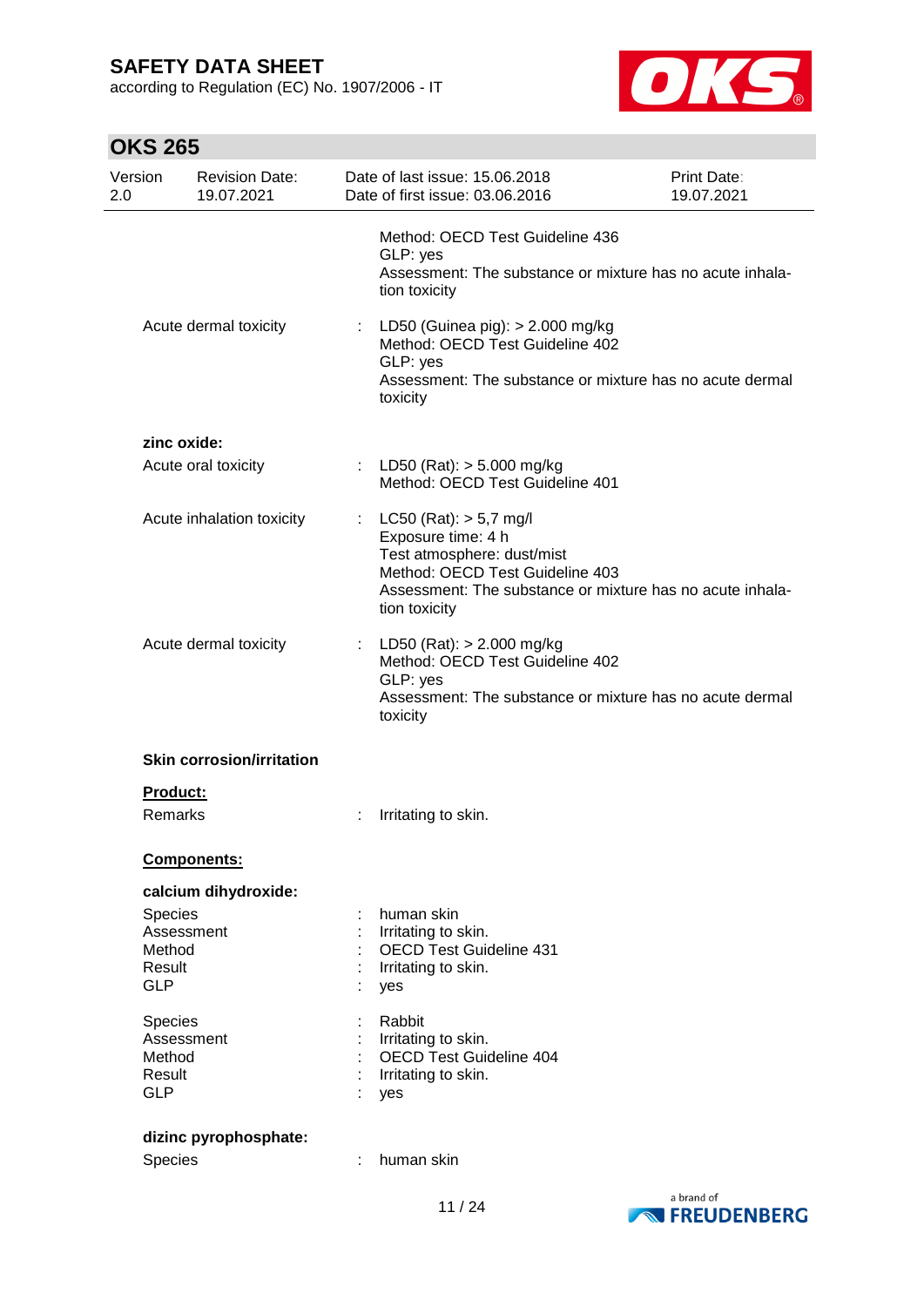Method: OECD Test Guideline 436
GLP: yes
Assessment: The substance or mixture has no acute inhalation toxicity

Acute dermal toxicity : LD50 (Guinea pig): > 2.000 mg/kg
Method: OECD Test Guideline 402
GLP: yes
Assessment: The substance or mixture has no acute dermal toxicity

**zinc oxide:**

Acute oral toxicity : LD50 (Rat): > 5.000 mg/kg
Method: OECD Test Guideline 401

Acute inhalation toxicity : LC50 (Rat): > 5,7 mg/l
Exposure time: 4 h
Test atmosphere: dust/mist
Method: OECD Test Guideline 403
Assessment: The substance or mixture has no acute inhalation toxicity

Acute dermal toxicity : LD50 (Rat): > 2.000 mg/kg
Method: OECD Test Guideline 402
GLP: yes
Assessment: The substance or mixture has no acute dermal toxicity

**Skin corrosion/irritation**

**Product:**

Remarks : Irritating to skin.

**Components:**

**calcium dihydroxide:**

Species : human skin
Assessment : Irritating to skin.
Method : OECD Test Guideline 431
Result : Irritating to skin.
GLP : yes

Species : Rabbit
Assessment : Irritating to skin.
Method : OECD Test Guideline 404
Result : Irritating to skin.
GLP : yes

**dizinc pyrophosphate:**

Species : human skin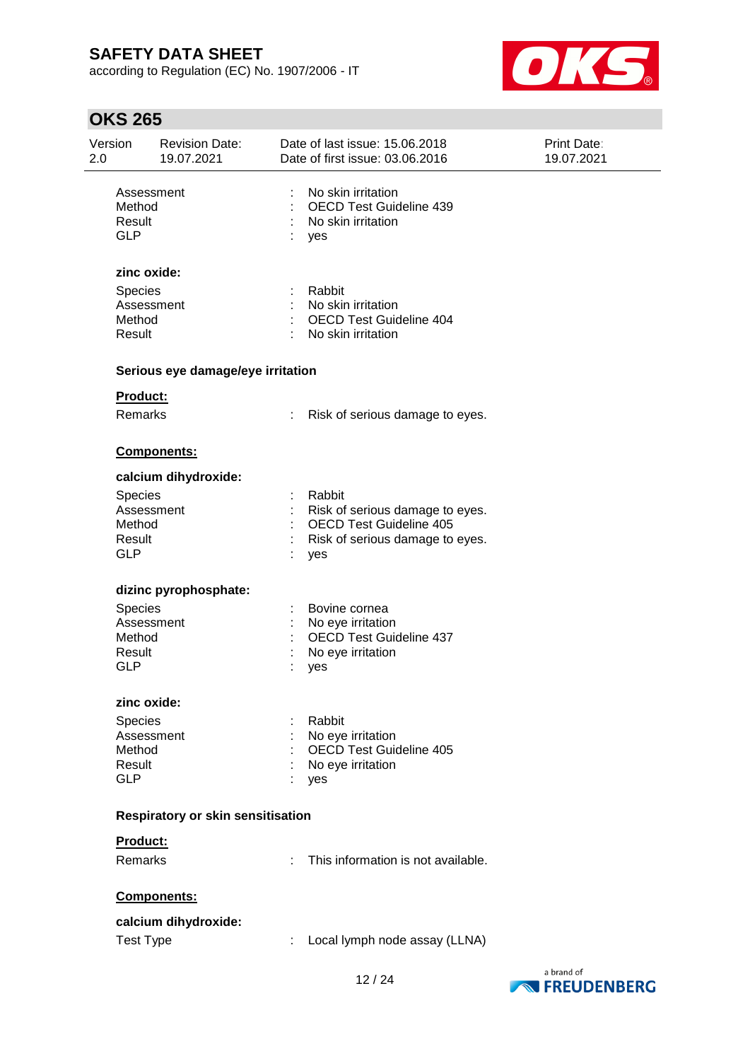| | | |
|---|---|---|
| Assessment | : | No skin irritation |
| Method | : | OECD Test Guideline 439 |
| Result | : | No skin irritation |
| GLP | : | yes |

**zinc oxide:**

| | | |
|---|---|---|
| Species | : | Rabbit |
| Assessment | : | No skin irritation |
| Method | : | OECD Test Guideline 404 |
| Result | : | No skin irritation |

### Serious eye damage/eye irritation

**Product:**

Remarks : Risk of serious damage to eyes.

**Components:**

**calcium dihydroxide:**

| | | |
|---|---|---|
| Species | : | Rabbit |
| Assessment | : | Risk of serious damage to eyes. |
| Method | : | OECD Test Guideline 405 |
| Result | : | Risk of serious damage to eyes. |
| GLP | : | yes |

**dizinc pyrophosphate:**

| | | |
|---|---|---|
| Species | : | Bovine cornea |
| Assessment | : | No eye irritation |
| Method | : | OECD Test Guideline 437 |
| Result | : | No eye irritation |
| GLP | : | yes |

**zinc oxide:**

| | | |
|---|---|---|
| Species | : | Rabbit |
| Assessment | : | No eye irritation |
| Method | : | OECD Test Guideline 405 |
| Result | : | No eye irritation |
| GLP | : | yes |

### Respiratory or skin sensitisation

**Product:**

Remarks : This information is not available.

**Components:**

**calcium dihydroxide:**

Test Type : Local lymph node assay (LLNA)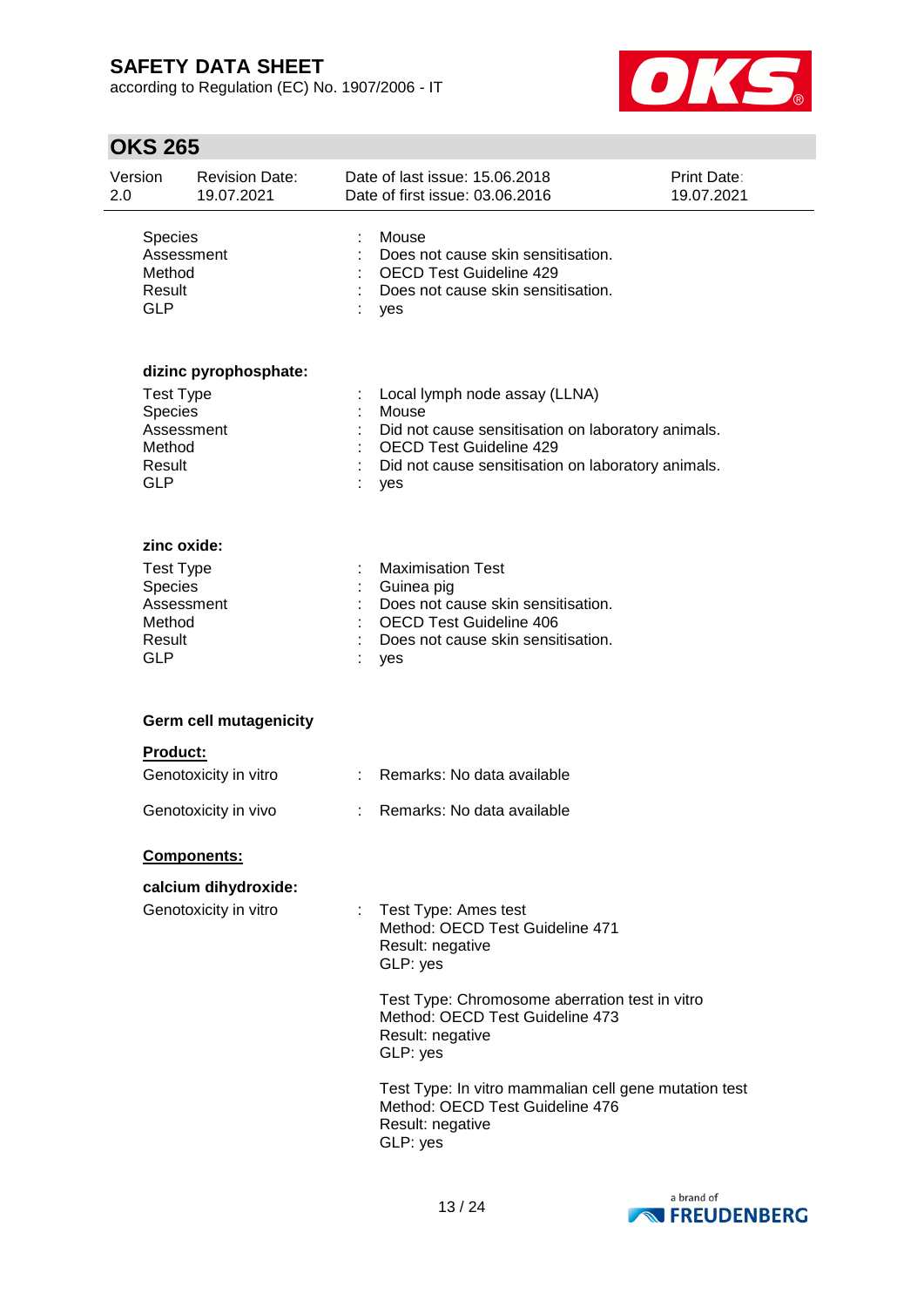| | | |
|---|---|---|
| Species | : | Mouse |
| Assessment | : | Does not cause skin sensitisation. |
| Method | : | OECD Test Guideline 429 |
| Result | : | Does not cause skin sensitisation. |
| GLP | : | yes |

**dizinc pyrophosphate:**

| | | |
|---|---|---|
| Test Type | : | Local lymph node assay (LLNA) |
| Species | : | Mouse |
| Assessment | : | Did not cause sensitisation on laboratory animals. |
| Method | : | OECD Test Guideline 429 |
| Result | : | Did not cause sensitisation on laboratory animals. |
| GLP | : | yes |

**zinc oxide:**

| | | |
|---|---|---|
| Test Type | : | Maximisation Test |
| Species | : | Guinea pig |
| Assessment | : | Does not cause skin sensitisation. |
| Method | : | OECD Test Guideline 406 |
| Result | : | Does not cause skin sensitisation. |
| GLP | : | yes |

**Germ cell mutagenicity**

**Product:**

Genotoxicity in vitro : Remarks: No data available

Genotoxicity in vivo : Remarks: No data available

**Components:**

**calcium dihydroxide:**

Genotoxicity in vitro :

Test Type: Ames test
Method: OECD Test Guideline 471
Result: negative
GLP: yes

Test Type: Chromosome aberration test in vitro
Method: OECD Test Guideline 473
Result: negative
GLP: yes

Test Type: In vitro mammalian cell gene mutation test
Method: OECD Test Guideline 476
Result: negative
GLP: yes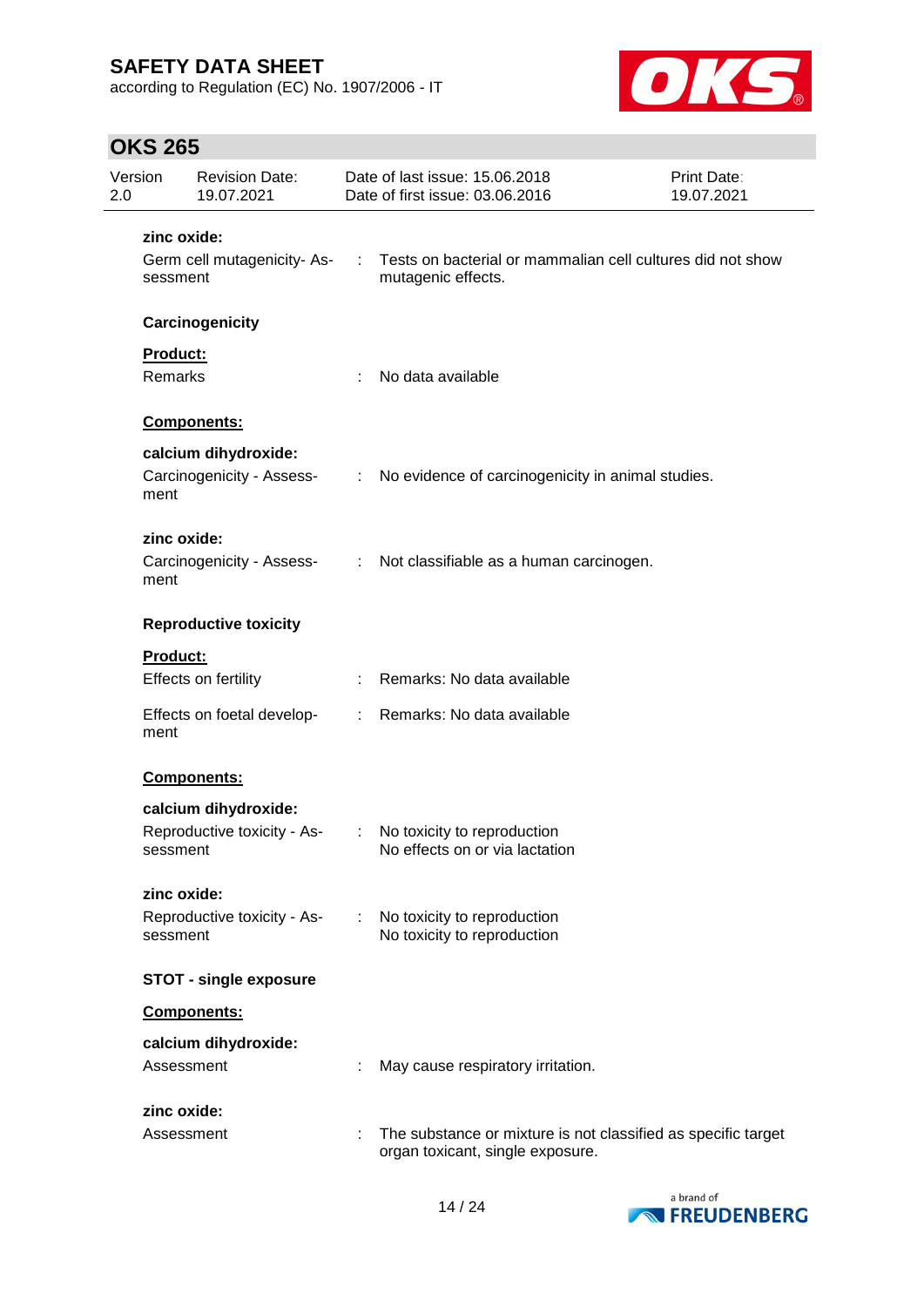**zinc oxide:**

Germ cell mutagenicity- Assessment : Tests on bacterial or mammalian cell cultures did not show mutagenic effects.

**Carcinogenicity**

**Product:**

Remarks : No data available

**Components:**

**calcium dihydroxide:**

Carcinogenicity - Assessment : No evidence of carcinogenicity in animal studies.

**zinc oxide:**

Carcinogenicity - Assessment : Not classifiable as a human carcinogen.

**Reproductive toxicity**

**Product:**

Effects on fertility : Remarks: No data available

Effects on foetal development : Remarks: No data available

**Components:**

**calcium dihydroxide:**

Reproductive toxicity - Assessment : No toxicity to reproduction
No effects on or via lactation

**zinc oxide:**

Reproductive toxicity - Assessment : No toxicity to reproduction
No toxicity to reproduction

**STOT - single exposure**

**Components:**

**calcium dihydroxide:**

Assessment : May cause respiratory irritation.

**zinc oxide:**

Assessment : The substance or mixture is not classified as specific target organ toxicant, single exposure.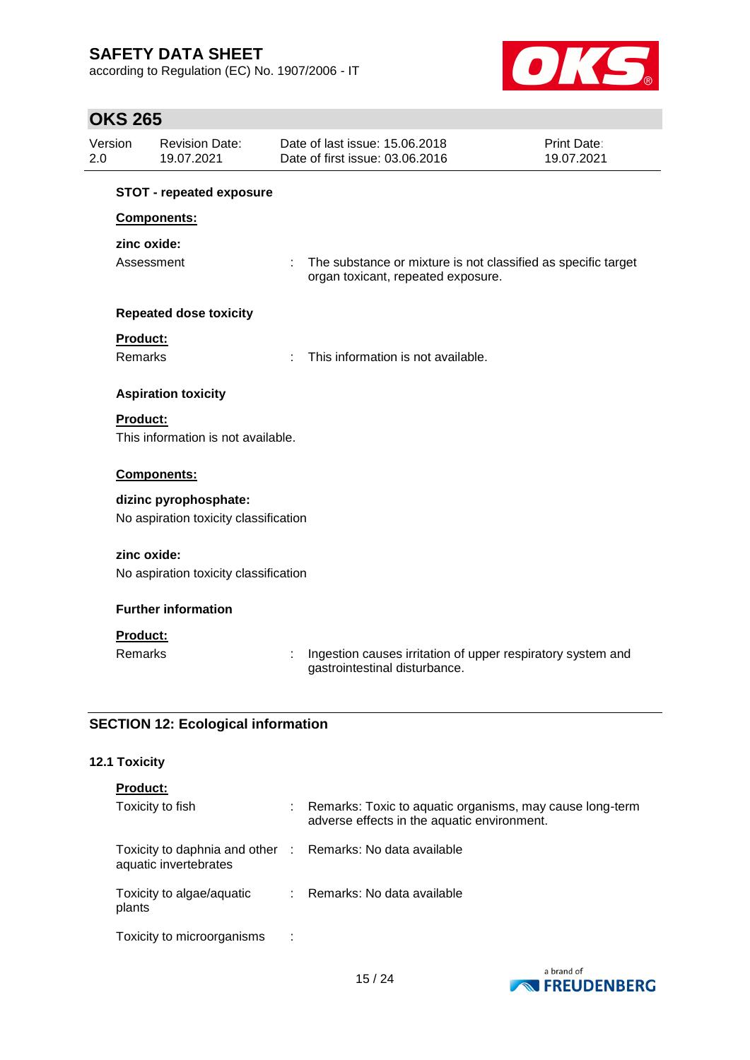**STOT - repeated exposure**

**Components:**

**zinc oxide:**

Assessment : The substance or mixture is not classified as specific target organ toxicant, repeated exposure.

**Repeated dose toxicity**

**Product:**

Remarks : This information is not available.

**Aspiration toxicity**

**Product:**

This information is not available.

**Components:**

**dizinc pyrophosphate:**

No aspiration toxicity classification

**zinc oxide:**

No aspiration toxicity classification

**Further information**

**Product:**

Remarks : Ingestion causes irritation of upper respiratory system and gastrointestinal disturbance.

## SECTION 12: Ecological information

### 12.1 Toxicity

**Product:**

Toxicity to fish : Remarks: Toxic to aquatic organisms, may cause long-term adverse effects in the aquatic environment.

Toxicity to daphnia and other aquatic invertebrates : Remarks: No data available

Toxicity to algae/aquatic plants : Remarks: No data available

Toxicity to microorganisms :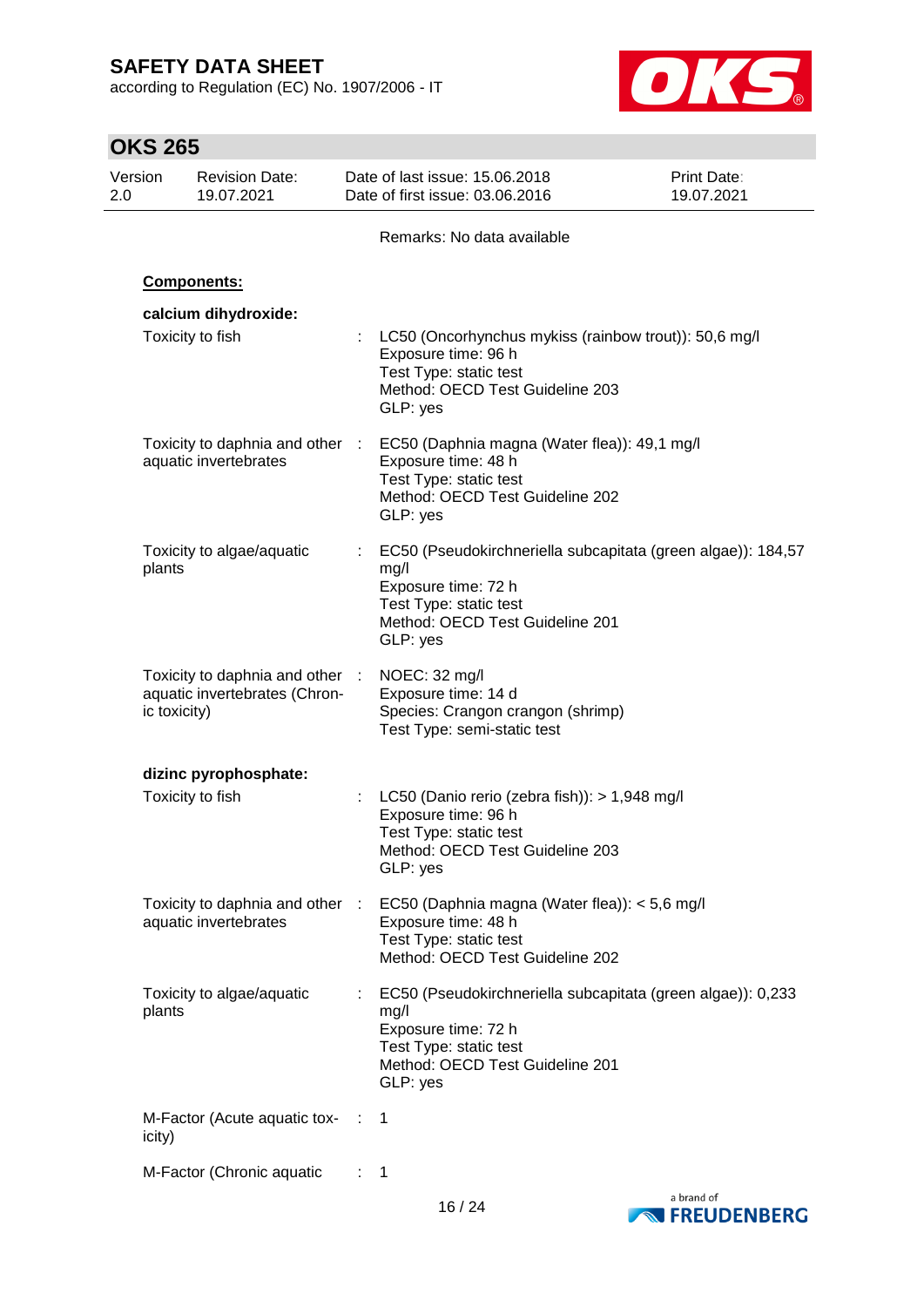Remarks: No data available

**Components:**

**calcium dihydroxide:**

| | | |
|---|---|---|
| Toxicity to fish | : | LC50 (Oncorhynchus mykiss (rainbow trout)): 50,6 mg/l<br>Exposure time: 96 h<br>Test Type: static test<br>Method: OECD Test Guideline 203<br>GLP: yes |
| Toxicity to daphnia and other aquatic invertebrates | : | EC50 (Daphnia magna (Water flea)): 49,1 mg/l<br>Exposure time: 48 h<br>Test Type: static test<br>Method: OECD Test Guideline 202<br>GLP: yes |
| Toxicity to algae/aquatic plants | : | EC50 (Pseudokirchneriella subcapitata (green algae)): 184,57 mg/l<br>Exposure time: 72 h<br>Test Type: static test<br>Method: OECD Test Guideline 201<br>GLP: yes |
| Toxicity to daphnia and other aquatic invertebrates (Chronic toxicity) | : | NOEC: 32 mg/l<br>Exposure time: 14 d<br>Species: Crangon crangon (shrimp)<br>Test Type: semi-static test |

**dizinc pyrophosphate:**

| | | |
|---|---|---|
| Toxicity to fish | : | LC50 (Danio rerio (zebra fish)): > 1,948 mg/l<br>Exposure time: 96 h<br>Test Type: static test<br>Method: OECD Test Guideline 203<br>GLP: yes |
| Toxicity to daphnia and other aquatic invertebrates | : | EC50 (Daphnia magna (Water flea)): < 5,6 mg/l<br>Exposure time: 48 h<br>Test Type: static test<br>Method: OECD Test Guideline 202 |
| Toxicity to algae/aquatic plants | : | EC50 (Pseudokirchneriella subcapitata (green algae)): 0,233 mg/l<br>Exposure time: 72 h<br>Test Type: static test<br>Method: OECD Test Guideline 201<br>GLP: yes |
| M-Factor (Acute aquatic toxicity) | : | 1 |
| M-Factor (Chronic aquatic | : | 1 |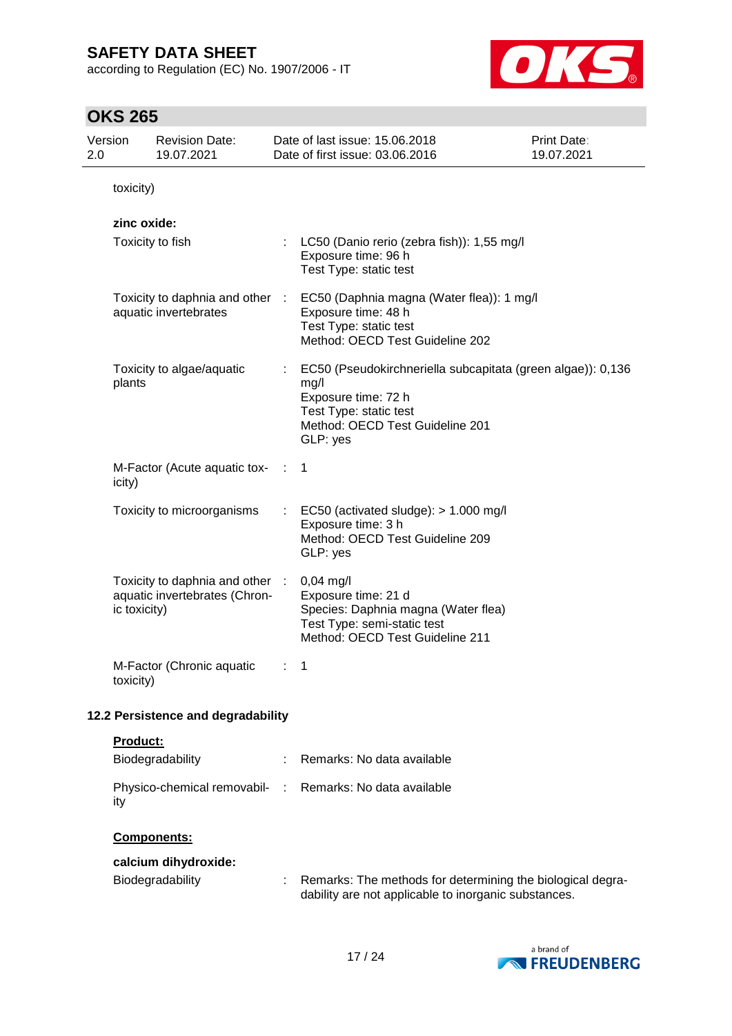toxicity)

**zinc oxide:**

| | | |
|---|---|---|
| Toxicity to fish | : | LC50 (Danio rerio (zebra fish)): 1,55 mg/l<br>Exposure time: 96 h<br>Test Type: static test |
| Toxicity to daphnia and other aquatic invertebrates | : | EC50 (Daphnia magna (Water flea)): 1 mg/l<br>Exposure time: 48 h<br>Test Type: static test<br>Method: OECD Test Guideline 202 |
| Toxicity to algae/aquatic plants | : | EC50 (Pseudokirchneriella subcapitata (green algae)): 0,136 mg/l<br>Exposure time: 72 h<br>Test Type: static test<br>Method: OECD Test Guideline 201<br>GLP: yes |
| M-Factor (Acute aquatic toxicity) | : | 1 |
| Toxicity to microorganisms | : | EC50 (activated sludge): > 1.000 mg/l<br>Exposure time: 3 h<br>Method: OECD Test Guideline 209<br>GLP: yes |
| Toxicity to daphnia and other aquatic invertebrates (Chronic toxicity) | : | 0,04 mg/l<br>Exposure time: 21 d<br>Species: Daphnia magna (Water flea)<br>Test Type: semi-static test<br>Method: OECD Test Guideline 211 |
| M-Factor (Chronic aquatic toxicity) | : | 1 |

### 12.2 Persistence and degradability

**Product:**

| | | |
|---|---|---|
| Biodegradability | : | Remarks: No data available |
| Physico-chemical removability | : | Remarks: No data available |

**Components:**

**calcium dihydroxide:**

| | | |
|---|---|---|
| Biodegradability | : | Remarks: The methods for determining the biological degradability are not applicable to inorganic substances. |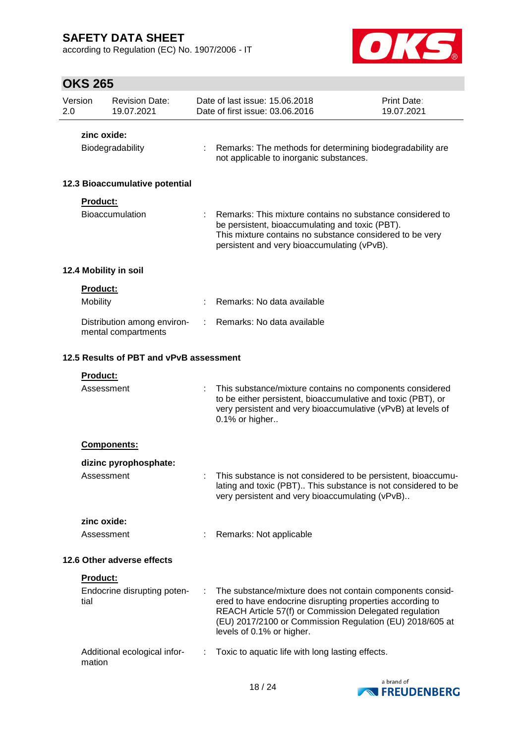**zinc oxide:**

Biodegradability : Remarks: The methods for determining biodegradability are not applicable to inorganic substances.

### 12.3 Bioaccumulative potential

**Product:**

Bioaccumulation : Remarks: This mixture contains no substance considered to be persistent, bioaccumulating and toxic (PBT). This mixture contains no substance considered to be very persistent and very bioaccumulating (vPvB).

### 12.4 Mobility in soil

**Product:**

Mobility : Remarks: No data available

Distribution among environmental compartments : Remarks: No data available

### 12.5 Results of PBT and vPvB assessment

**Product:**

Assessment : This substance/mixture contains no components considered to be either persistent, bioaccumulative and toxic (PBT), or very persistent and very bioaccumulative (vPvB) at levels of 0.1% or higher..

**Components:**

**dizinc pyrophosphate:**

Assessment : This substance is not considered to be persistent, bioaccumulating and toxic (PBT).. This substance is not considered to be very persistent and very bioaccumulating (vPvB)..

**zinc oxide:**

Assessment : Remarks: Not applicable

### 12.6 Other adverse effects

**Product:**

Endocrine disrupting potential : The substance/mixture does not contain components considered to have endocrine disrupting properties according to REACH Article 57(f) or Commission Delegated regulation (EU) 2017/2100 or Commission Regulation (EU) 2018/605 at levels of 0.1% or higher.

Additional ecological information : Toxic to aquatic life with long lasting effects.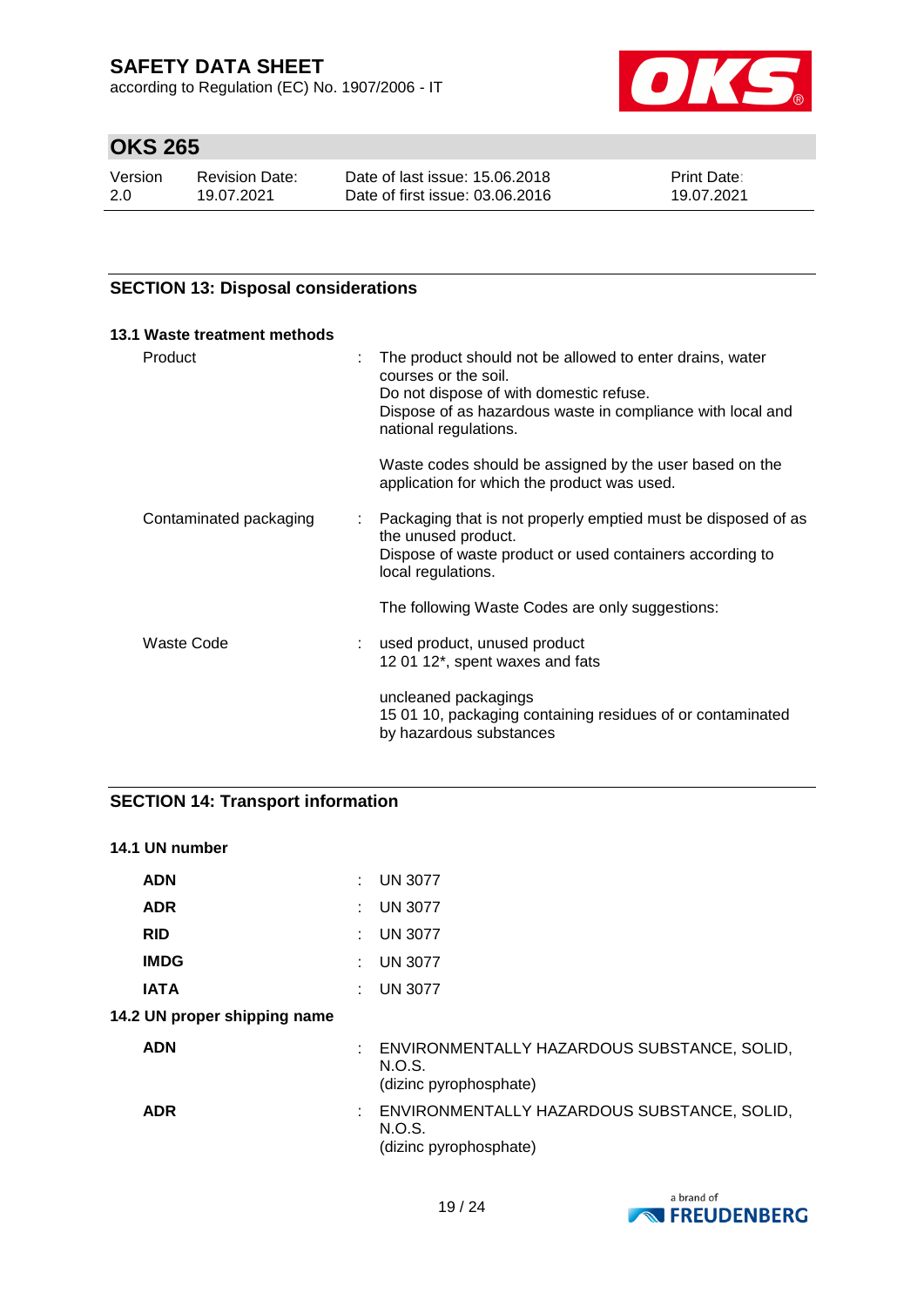## SECTION 13: Disposal considerations

### 13.1 Waste treatment methods

| | |
|---|---|
| Product | The product should not be allowed to enter drains, water courses or the soil.<br>Do not dispose of with domestic refuse.<br>Dispose of as hazardous waste in compliance with local and national regulations.<br><br>Waste codes should be assigned by the user based on the application for which the product was used. |
| Contaminated packaging | Packaging that is not properly emptied must be disposed of as the unused product.<br>Dispose of waste product or used containers according to local regulations.<br><br>The following Waste Codes are only suggestions: |
| Waste Code | used product, unused product<br>12 01 12*, spent waxes and fats<br><br>uncleaned packagings<br>15 01 10, packaging containing residues of or contaminated by hazardous substances |

## SECTION 14: Transport information

### 14.1 UN number

| | |
|---|---|
| **ADN** | UN 3077 |
| **ADR** | UN 3077 |
| **RID** | UN 3077 |
| **IMDG** | UN 3077 |
| **IATA** | UN 3077 |

### 14.2 UN proper shipping name

| | |
|---|---|
| **ADN** | ENVIRONMENTALLY HAZARDOUS SUBSTANCE, SOLID, N.O.S.<br>(dizinc pyrophosphate) |
| **ADR** | ENVIRONMENTALLY HAZARDOUS SUBSTANCE, SOLID, N.O.S.<br>(dizinc pyrophosphate) |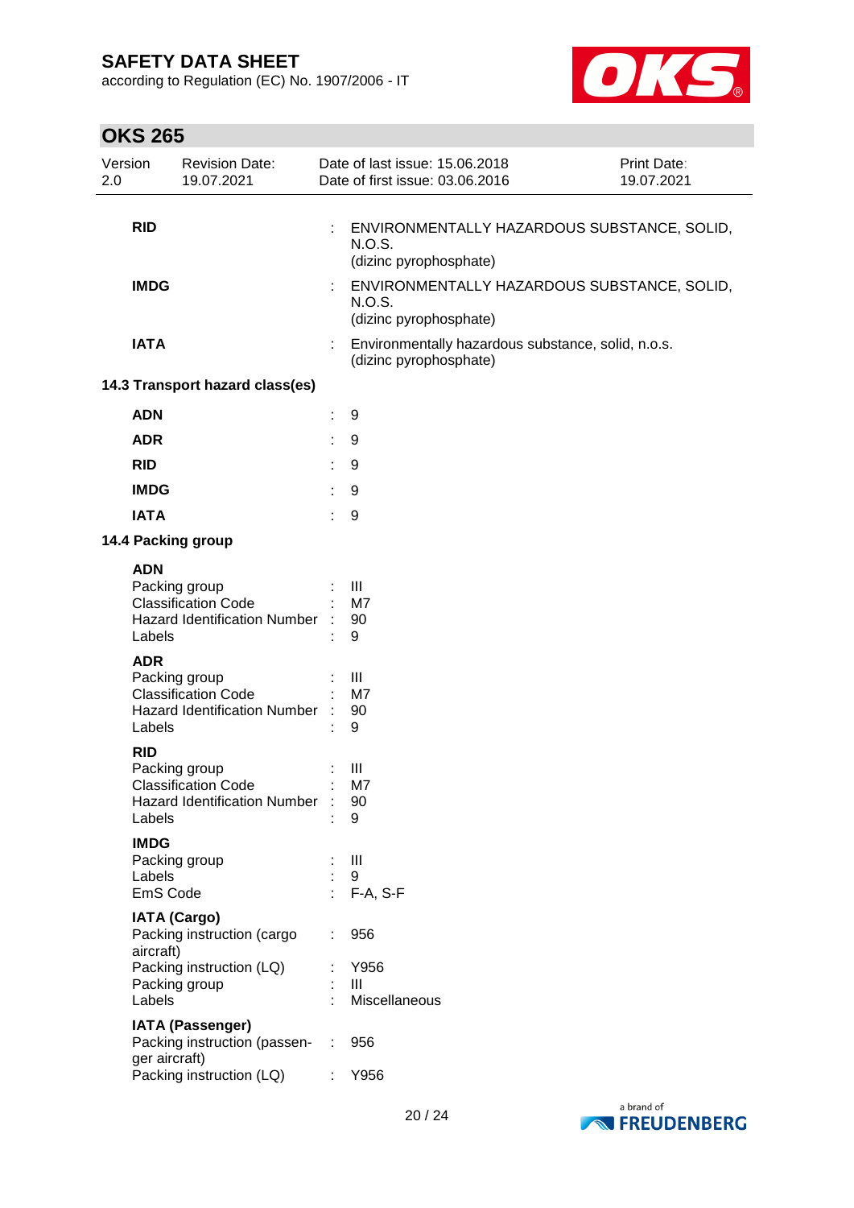| | | |
|---|---|---|
| **RID** | : | ENVIRONMENTALLY HAZARDOUS SUBSTANCE, SOLID, N.O.S. (dizinc pyrophosphate) |
| **IMDG** | : | ENVIRONMENTALLY HAZARDOUS SUBSTANCE, SOLID, N.O.S. (dizinc pyrophosphate) |
| **IATA** | : | Environmentally hazardous substance, solid, n.o.s. (dizinc pyrophosphate) |

**14.3 Transport hazard class(es)**

| | | |
|---|---|---|
| **ADN** | : | 9 |
| **ADR** | : | 9 |
| **RID** | : | 9 |
| **IMDG** | : | 9 |
| **IATA** | : | 9 |

**14.4 Packing group**

**ADN**

| | | |
|---|---|---|
| Packing group | : | III |
| Classification Code | : | M7 |
| Hazard Identification Number | : | 90 |
| Labels | : | 9 |

**ADR**

| | | |
|---|---|---|
| Packing group | : | III |
| Classification Code | : | M7 |
| Hazard Identification Number | : | 90 |
| Labels | : | 9 |

**RID**

| | | |
|---|---|---|
| Packing group | : | III |
| Classification Code | : | M7 |
| Hazard Identification Number | : | 90 |
| Labels | : | 9 |

**IMDG**

| | | |
|---|---|---|
| Packing group | : | III |
| Labels | : | 9 |
| EmS Code | : | F-A, S-F |

**IATA (Cargo)**

| | | |
|---|---|---|
| Packing instruction (cargo aircraft) | : | 956 |
| Packing instruction (LQ) | : | Y956 |
| Packing group | : | III |
| Labels | : | Miscellaneous |

**IATA (Passenger)**

| | | |
|---|---|---|
| Packing instruction (passenger aircraft) | : | 956 |
| Packing instruction (LQ) | : | Y956 |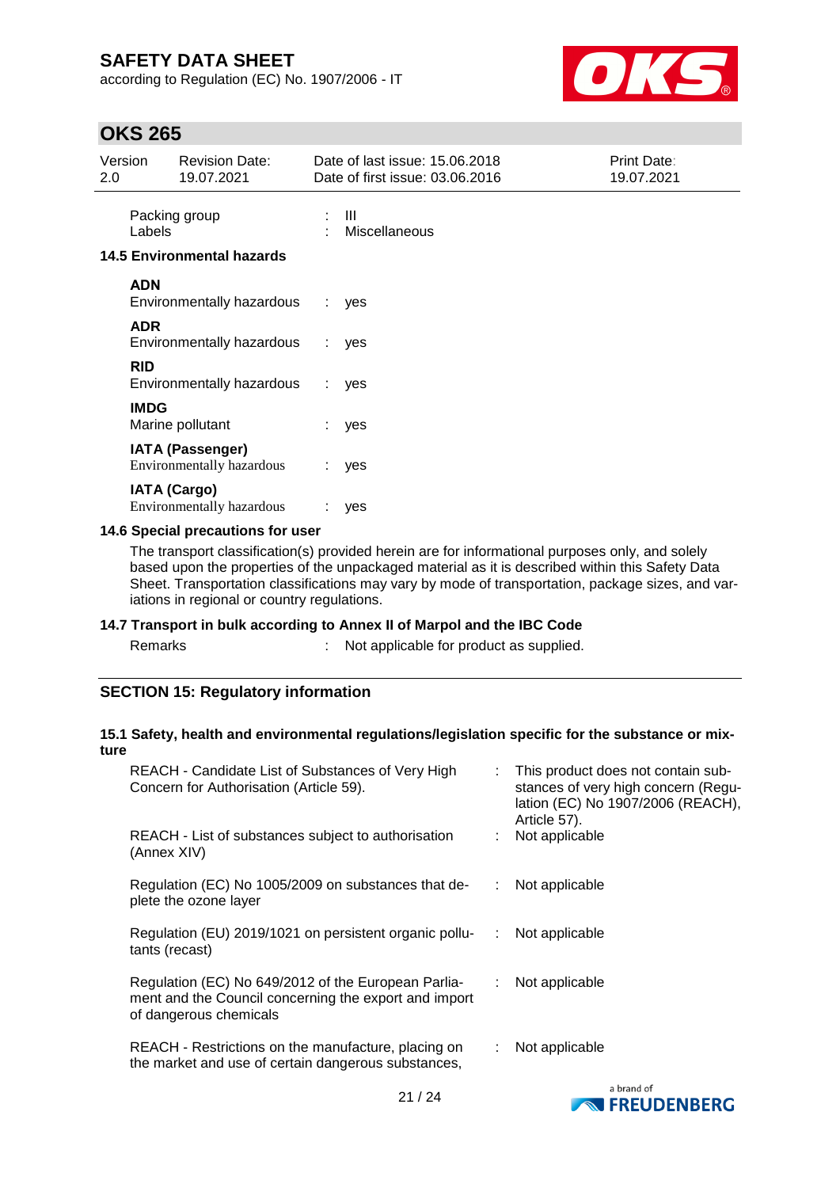| | | |
|---|---|---|
| Packing group | : | III |
| Labels | : | Miscellaneous |

**14.5 Environmental hazards**

**ADN**

| | | |
|---|---|---|
| Environmentally hazardous | : | yes |

**ADR**

| | | |
|---|---|---|
| Environmentally hazardous | : | yes |

**RID**

| | | |
|---|---|---|
| Environmentally hazardous | : | yes |

**IMDG**

| | | |
|---|---|---|
| Marine pollutant | : | yes |

**IATA (Passenger)**

| | | |
|---|---|---|
| Environmentally hazardous | : | yes |

**IATA (Cargo)**

| | | |
|---|---|---|
| Environmentally hazardous | : | yes |

**14.6 Special precautions for user**

The transport classification(s) provided herein are for informational purposes only, and solely based upon the properties of the unpackaged material as it is described within this Safety Data Sheet. Transportation classifications may vary by mode of transportation, package sizes, and variations in regional or country regulations.

**14.7 Transport in bulk according to Annex II of Marpol and the IBC Code**

| | | |
|---|---|---|
| Remarks | : | Not applicable for product as supplied. |

## SECTION 15: Regulatory information

**15.1 Safety, health and environmental regulations/legislation specific for the substance or mixture**

| | | |
|---|---|---|
| REACH - Candidate List of Substances of Very High Concern for Authorisation (Article 59). | : | This product does not contain substances of very high concern (Regulation (EC) No 1907/2006 (REACH), Article 57). |
| REACH - List of substances subject to authorisation (Annex XIV) | : | Not applicable |
| Regulation (EC) No 1005/2009 on substances that deplete the ozone layer | : | Not applicable |
| Regulation (EU) 2019/1021 on persistent organic pollutants (recast) | : | Not applicable |
| Regulation (EC) No 649/2012 of the European Parliament and the Council concerning the export and import of dangerous chemicals | : | Not applicable |
| REACH - Restrictions on the manufacture, placing on the market and use of certain dangerous substances, | : | Not applicable |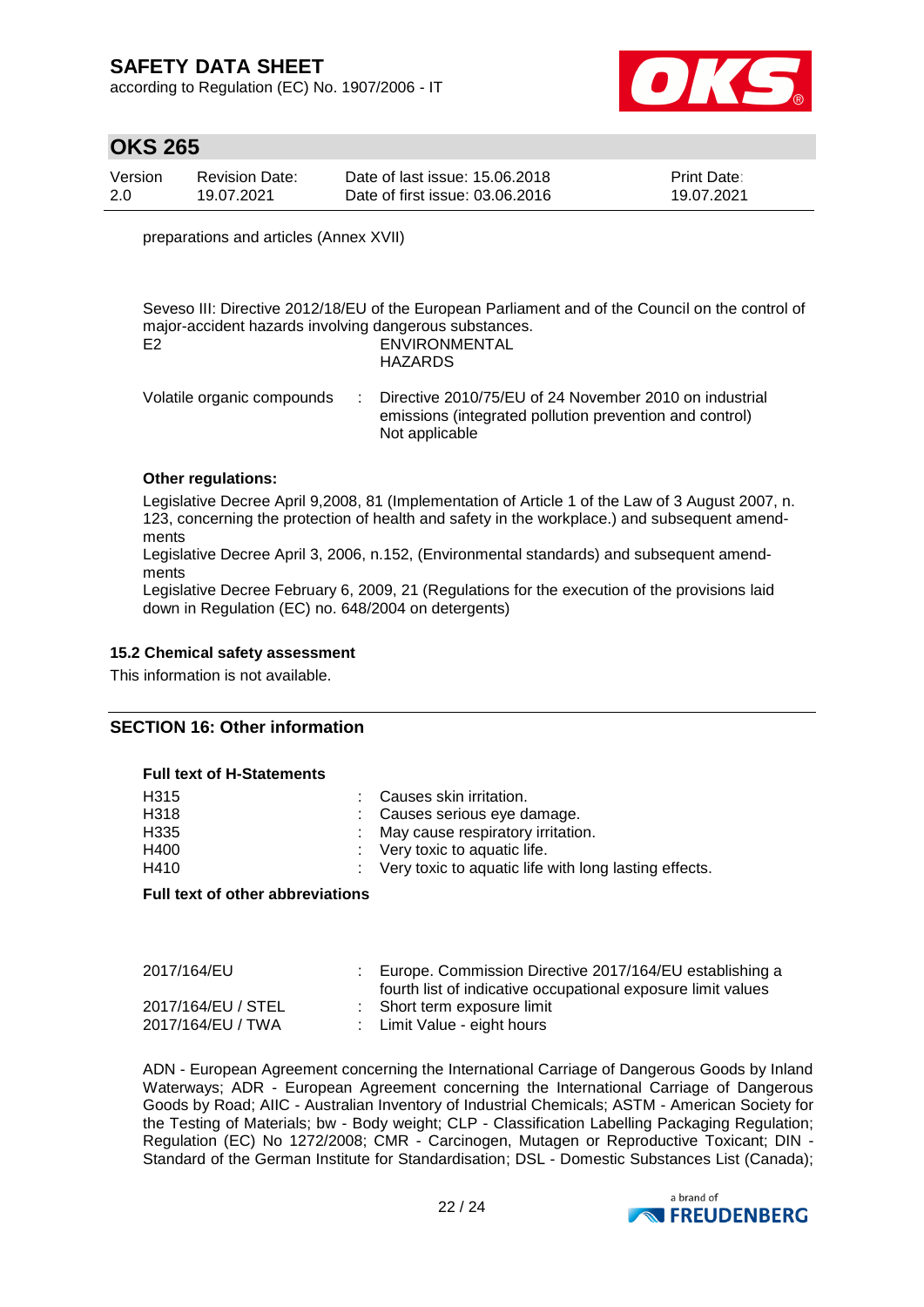preparations and articles (Annex XVII)

Seveso III: Directive 2012/18/EU of the European Parliament and of the Council on the control of major-accident hazards involving dangerous substances.

| | |
|---|---|
| E2 | ENVIRONMENTAL HAZARDS |

Volatile organic compounds : Directive 2010/75/EU of 24 November 2010 on industrial emissions (integrated pollution prevention and control)
Not applicable

**Other regulations:**

Legislative Decree April 9,2008, 81 (Implementation of Article 1 of the Law of 3 August 2007, n. 123, concerning the protection of health and safety in the workplace.) and subsequent amendments
Legislative Decree April 3, 2006, n.152, (Environmental standards) and subsequent amendments
Legislative Decree February 6, 2009, 21 (Regulations for the execution of the provisions laid down in Regulation (EC) no. 648/2004 on detergents)

### 15.2 Chemical safety assessment

This information is not available.

## SECTION 16: Other information

**Full text of H-Statements**

| | |
|---|---|
| H315 | : Causes skin irritation. |
| H318 | : Causes serious eye damage. |
| H335 | : May cause respiratory irritation. |
| H400 | : Very toxic to aquatic life. |
| H410 | : Very toxic to aquatic life with long lasting effects. |

**Full text of other abbreviations**

| | |
|---|---|
| 2017/164/EU | : Europe. Commission Directive 2017/164/EU establishing a fourth list of indicative occupational exposure limit values |
| 2017/164/EU / STEL | : Short term exposure limit |
| 2017/164/EU / TWA | : Limit Value - eight hours |

ADN - European Agreement concerning the International Carriage of Dangerous Goods by Inland Waterways; ADR - European Agreement concerning the International Carriage of Dangerous Goods by Road; AIIC - Australian Inventory of Industrial Chemicals; ASTM - American Society for the Testing of Materials; bw - Body weight; CLP - Classification Labelling Packaging Regulation; Regulation (EC) No 1272/2008; CMR - Carcinogen, Mutagen or Reproductive Toxicant; DIN - Standard of the German Institute for Standardisation; DSL - Domestic Substances List (Canada);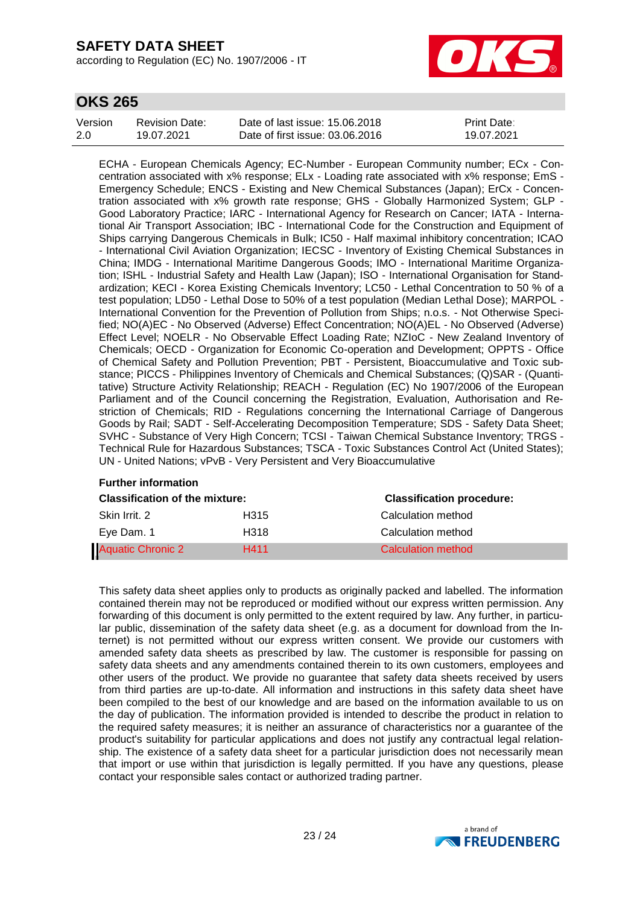ECHA - European Chemicals Agency; EC-Number - European Community number; ECx - Concentration associated with x% response; ELx - Loading rate associated with x% response; EmS - Emergency Schedule; ENCS - Existing and New Chemical Substances (Japan); ErCx - Concentration associated with x% growth rate response; GHS - Globally Harmonized System; GLP - Good Laboratory Practice; IARC - International Agency for Research on Cancer; IATA - International Air Transport Association; IBC - International Code for the Construction and Equipment of Ships carrying Dangerous Chemicals in Bulk; IC50 - Half maximal inhibitory concentration; ICAO - International Civil Aviation Organization; IECSC - Inventory of Existing Chemical Substances in China; IMDG - International Maritime Dangerous Goods; IMO - International Maritime Organization; ISHL - Industrial Safety and Health Law (Japan); ISO - International Organisation for Standardization; KECI - Korea Existing Chemicals Inventory; LC50 - Lethal Concentration to 50 % of a test population; LD50 - Lethal Dose to 50% of a test population (Median Lethal Dose); MARPOL - International Convention for the Prevention of Pollution from Ships; n.o.s. - Not Otherwise Specified; NO(A)EC - No Observed (Adverse) Effect Concentration; NO(A)EL - No Observed (Adverse) Effect Level; NOELR - No Observable Effect Loading Rate; NZIoC - New Zealand Inventory of Chemicals; OECD - Organization for Economic Co-operation and Development; OPPTS - Office of Chemical Safety and Pollution Prevention; PBT - Persistent, Bioaccumulative and Toxic substance; PICCS - Philippines Inventory of Chemicals and Chemical Substances; (Q)SAR - (Quantitative) Structure Activity Relationship; REACH - Regulation (EC) No 1907/2006 of the European Parliament and of the Council concerning the Registration, Evaluation, Authorisation and Restriction of Chemicals; RID - Regulations concerning the International Carriage of Dangerous Goods by Rail; SADT - Self-Accelerating Decomposition Temperature; SDS - Safety Data Sheet; SVHC - Substance of Very High Concern; TCSI - Taiwan Chemical Substance Inventory; TRGS - Technical Rule for Hazardous Substances; TSCA - Toxic Substances Control Act (United States); UN - United Nations; vPvB - Very Persistent and Very Bioaccumulative

**Further information**

| Classification of the mixture: | | Classification procedure: |
|---|---|---|
| Skin Irrit. 2 | H315 | Calculation method |
| Eye Dam. 1 | H318 | Calculation method |
| Aquatic Chronic 2 | H411 | Calculation method |

This safety data sheet applies only to products as originally packed and labelled. The information contained therein may not be reproduced or modified without our express written permission. Any forwarding of this document is only permitted to the extent required by law. Any further, in particular public, dissemination of the safety data sheet (e.g. as a document for download from the Internet) is not permitted without our express written consent. We provide our customers with amended safety data sheets as prescribed by law. The customer is responsible for passing on safety data sheets and any amendments contained therein to its own customers, employees and other users of the product. We provide no guarantee that safety data sheets received by users from third parties are up-to-date. All information and instructions in this safety data sheet have been compiled to the best of our knowledge and are based on the information available to us on the day of publication. The information provided is intended to describe the product in relation to the required safety measures; it is neither an assurance of characteristics nor a guarantee of the product's suitability for particular applications and does not justify any contractual legal relationship. The existence of a safety data sheet for a particular jurisdiction does not necessarily mean that import or use within that jurisdiction is legally permitted. If you have any questions, please contact your responsible sales contact or authorized trading partner.